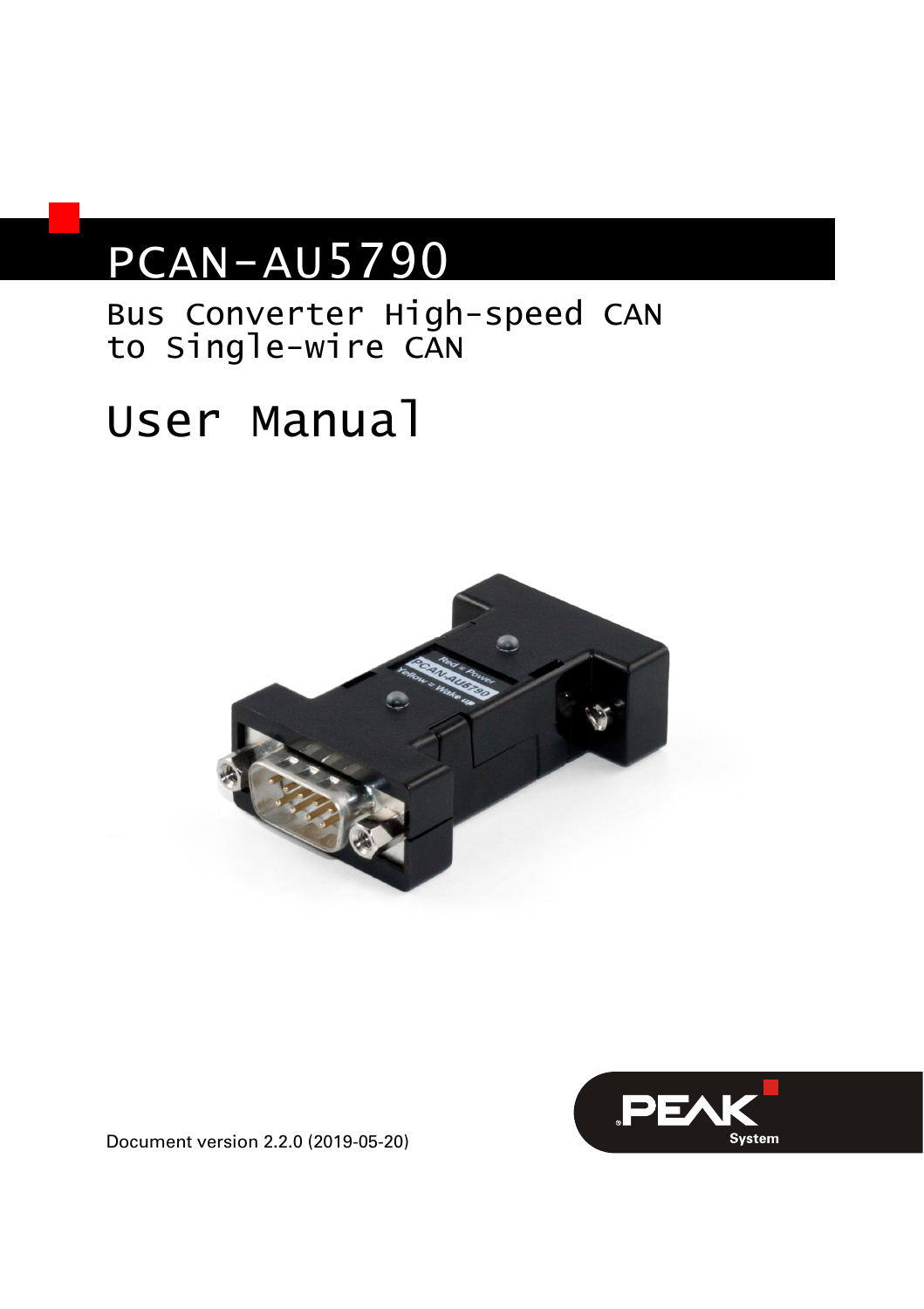# PCAN-AU5790

Bus Converter High-speed CAN
to Single-wire CAN

## User Manual

Document version 2.2.0 (2019-05-20)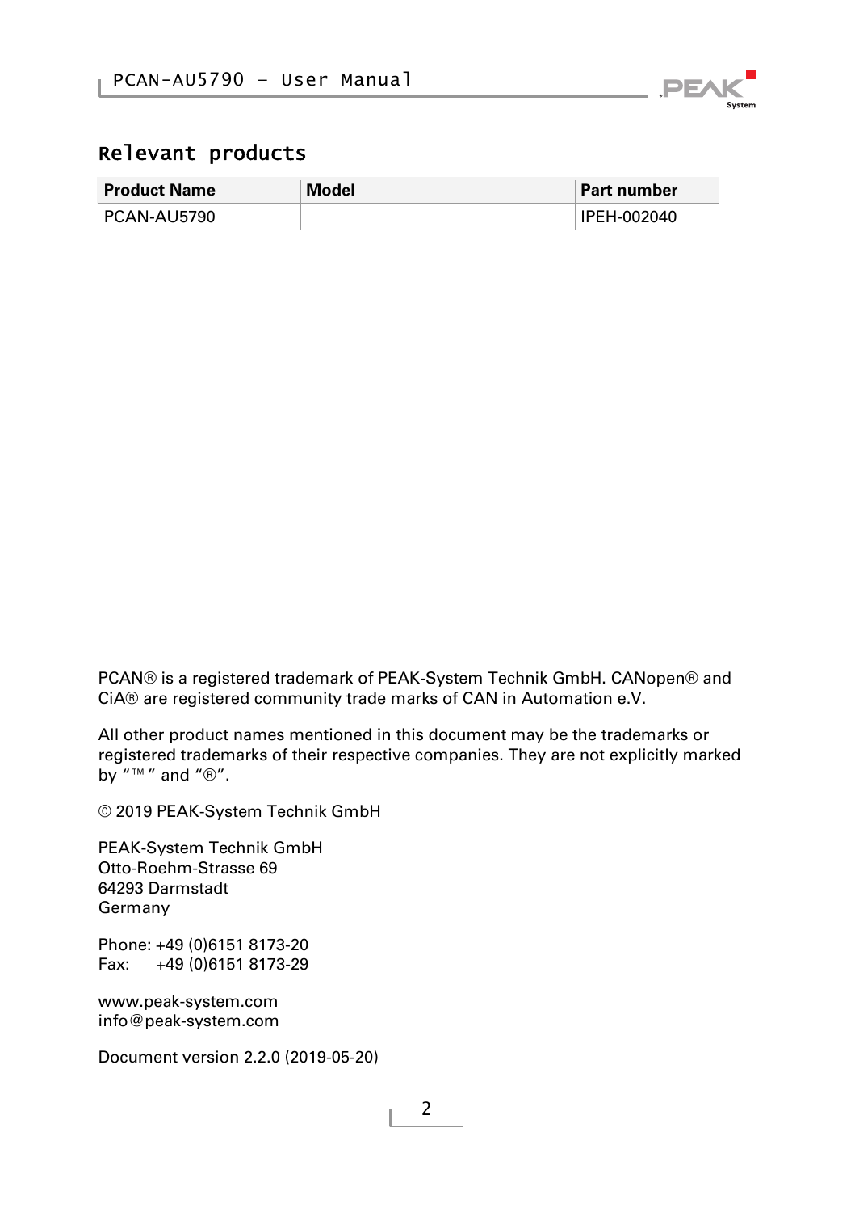## Relevant products

| Product Name | Model | Part number |
|---|---|---|
| PCAN-AU5790 | | IPEH-002040 |

PCAN® is a registered trademark of PEAK-System Technik GmbH. CANopen® and CiA® are registered community trade marks of CAN in Automation e.V.

All other product names mentioned in this document may be the trademarks or registered trademarks of their respective companies. They are not explicitly marked by "™" and "®".

© 2019 PEAK-System Technik GmbH

PEAK-System Technik GmbH
Otto-Roehm-Strasse 69
64293 Darmstadt
Germany

Phone: +49 (0)6151 8173-20
Fax: +49 (0)6151 8173-29

www.peak-system.com
info@peak-system.com

Document version 2.2.0 (2019-05-20)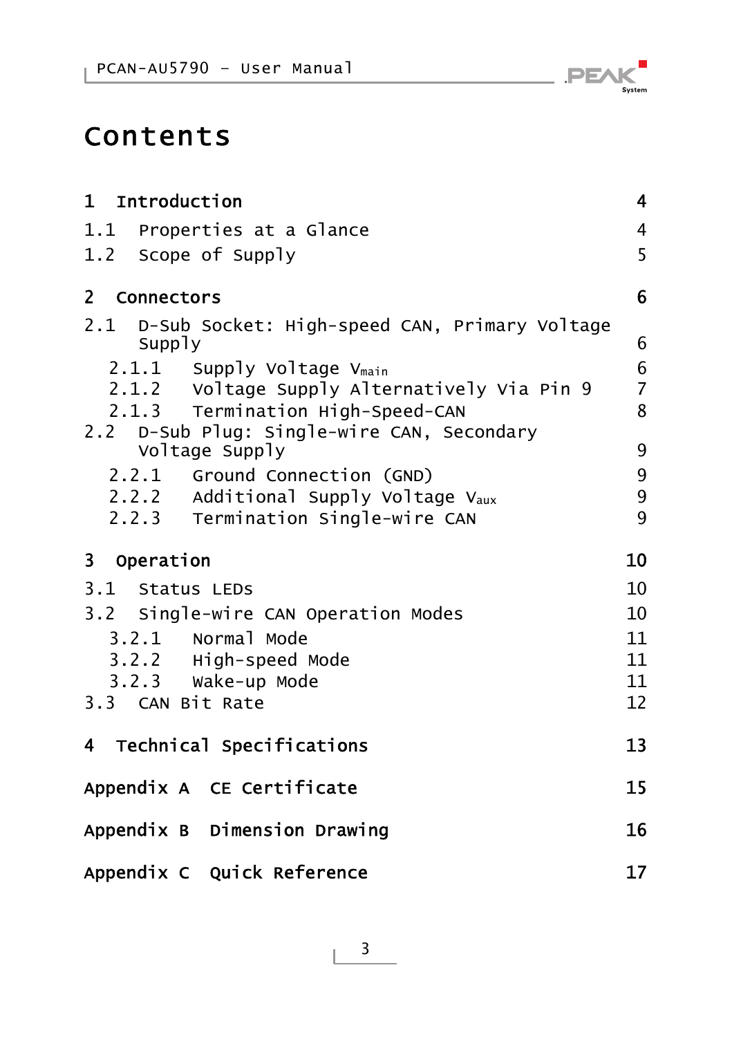# Contents

| | |
|---|---|
| **1 Introduction** | **4** |
| 1.1 Properties at a Glance | 4 |
| 1.2 Scope of Supply | 5 |
| **2 Connectors** | **6** |
| 2.1 D-Sub Socket: High-speed CAN, Primary Voltage Supply | 6 |
| 2.1.1 Supply Voltage $V_{main}$ | 6 |
| 2.1.2 Voltage Supply Alternatively Via Pin 9 | 7 |
| 2.1.3 Termination High-Speed-CAN | 8 |
| 2.2 D-Sub Plug: Single-wire CAN, Secondary Voltage Supply | 9 |
| 2.2.1 Ground Connection (GND) | 9 |
| 2.2.2 Additional Supply Voltage $V_{aux}$ | 9 |
| 2.2.3 Termination Single-wire CAN | 9 |
| **3 Operation** | **10** |
| 3.1 Status LEDs | 10 |
| 3.2 Single-wire CAN Operation Modes | 10 |
| 3.2.1 Normal Mode | 11 |
| 3.2.2 High-speed Mode | 11 |
| 3.2.3 Wake-up Mode | 11 |
| 3.3 CAN Bit Rate | 12 |
| **4 Technical Specifications** | **13** |
| **Appendix A CE Certificate** | **15** |
| **Appendix B Dimension Drawing** | **16** |
| **Appendix C Quick Reference** | **17** |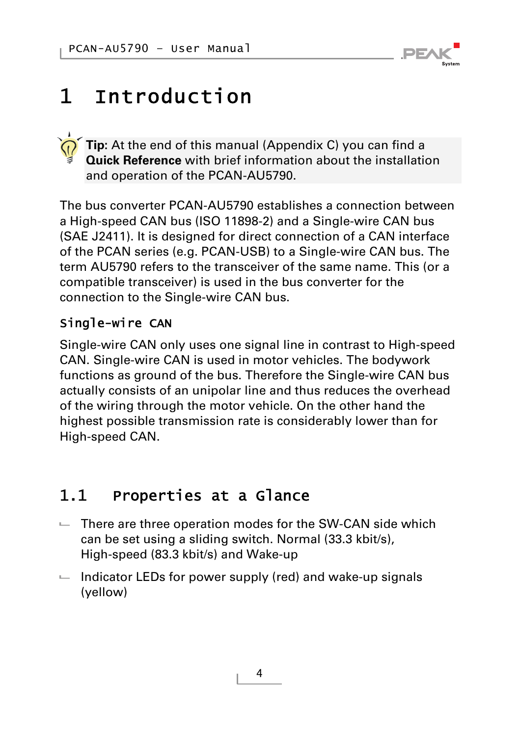# 1 Introduction

> **Tip:** At the end of this manual (Appendix C) you can find a **Quick Reference** with brief information about the installation and operation of the PCAN-AU5790.

The bus converter PCAN-AU5790 establishes a connection between a High-speed CAN bus (ISO 11898-2) and a Single-wire CAN bus (SAE J2411). It is designed for direct connection of a CAN interface of the PCAN series (e.g. PCAN-USB) to a Single-wire CAN bus. The term AU5790 refers to the transceiver of the same name. This (or a compatible transceiver) is used in the bus converter for the connection to the Single-wire CAN bus.

### Single-wire CAN

Single-wire CAN only uses one signal line in contrast to High-speed CAN. Single-wire CAN is used in motor vehicles. The bodywork functions as ground of the bus. Therefore the Single-wire CAN bus actually consists of an unipolar line and thus reduces the overhead of the wiring through the motor vehicle. On the other hand the highest possible transmission rate is considerably lower than for High-speed CAN.

## 1.1 Properties at a Glance

- There are three operation modes for the SW-CAN side which can be set using a sliding switch. Normal (33.3 kbit/s), High-speed (83.3 kbit/s) and Wake-up
- Indicator LEDs for power supply (red) and wake-up signals (yellow)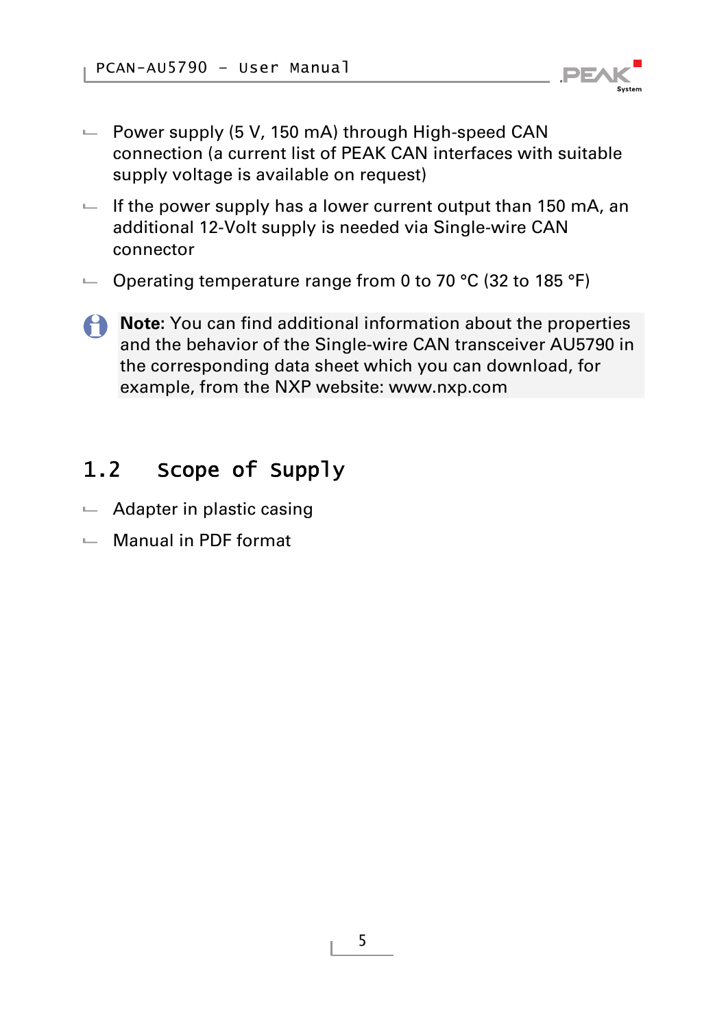- Power supply (5 V, 150 mA) through High-speed CAN connection (a current list of PEAK CAN interfaces with suitable supply voltage is available on request)
- If the power supply has a lower current output than 150 mA, an additional 12-Volt supply is needed via Single-wire CAN connector
- Operating temperature range from 0 to 70 °C (32 to 185 °F)

**Note:** You can find additional information about the properties and the behavior of the Single-wire CAN transceiver AU5790 in the corresponding data sheet which you can download, for example, from the NXP website: www.nxp.com

## 1.2 Scope of Supply

- Adapter in plastic casing
- Manual in PDF format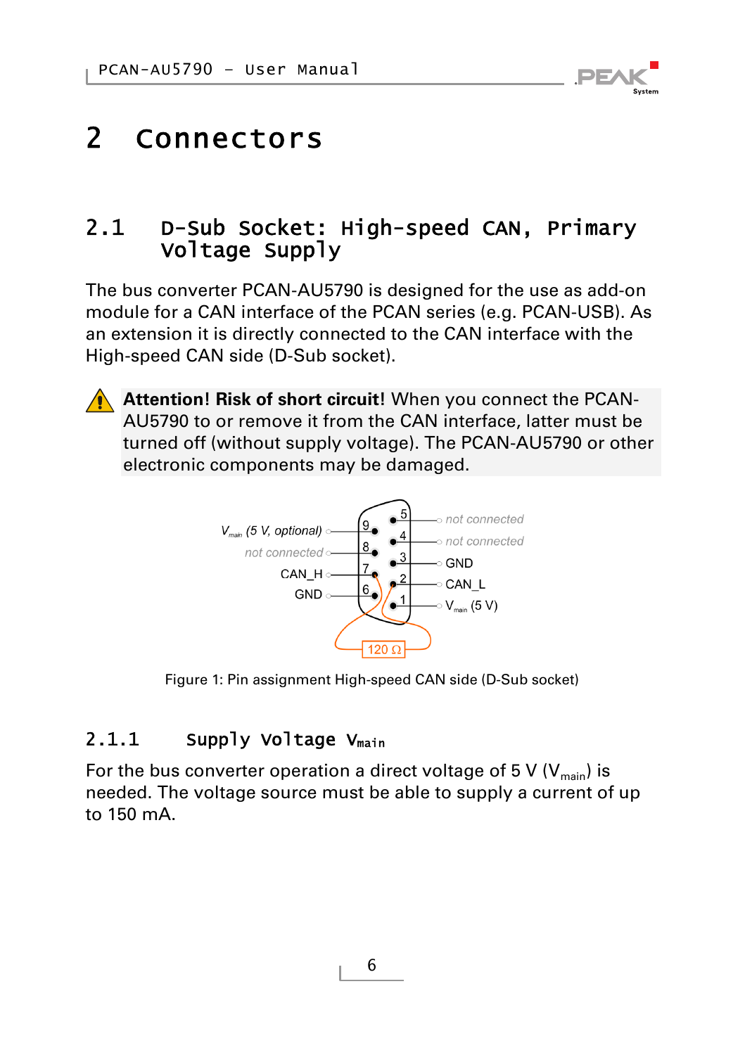# 2 Connectors

## 2.1 D-Sub Socket: High-speed CAN, Primary Voltage Supply

The bus converter PCAN-AU5790 is designed for the use as add-on module for a CAN interface of the PCAN series (e.g. PCAN-USB). As an extension it is directly connected to the CAN interface with the High-speed CAN side (D-Sub socket).

**Attention! Risk of short circuit!** When you connect the PCAN-AU5790 to or remove it from the CAN interface, latter must be turned off (without supply voltage). The PCAN-AU5790 or other electronic components may be damaged.

| Pin | Assignment |
|---|---|
| 1 | $V_{main}$ (5 V) |
| 2 | CAN_L |
| 3 | GND |
| 4 | not connected |
| 5 | not connected |
| 6 | GND |
| 7 | CAN_H |
| 8 | not connected |
| 9 | $V_{main}$ (5 V, optional) |

120 Ω (between pins 2 and 7)

Figure 1: Pin assignment High-speed CAN side (D-Sub socket)

### 2.1.1 Supply Voltage $V_{main}$

For the bus converter operation a direct voltage of 5 V ($V_{main}$) is needed. The voltage source must be able to supply a current of up to 150 mA.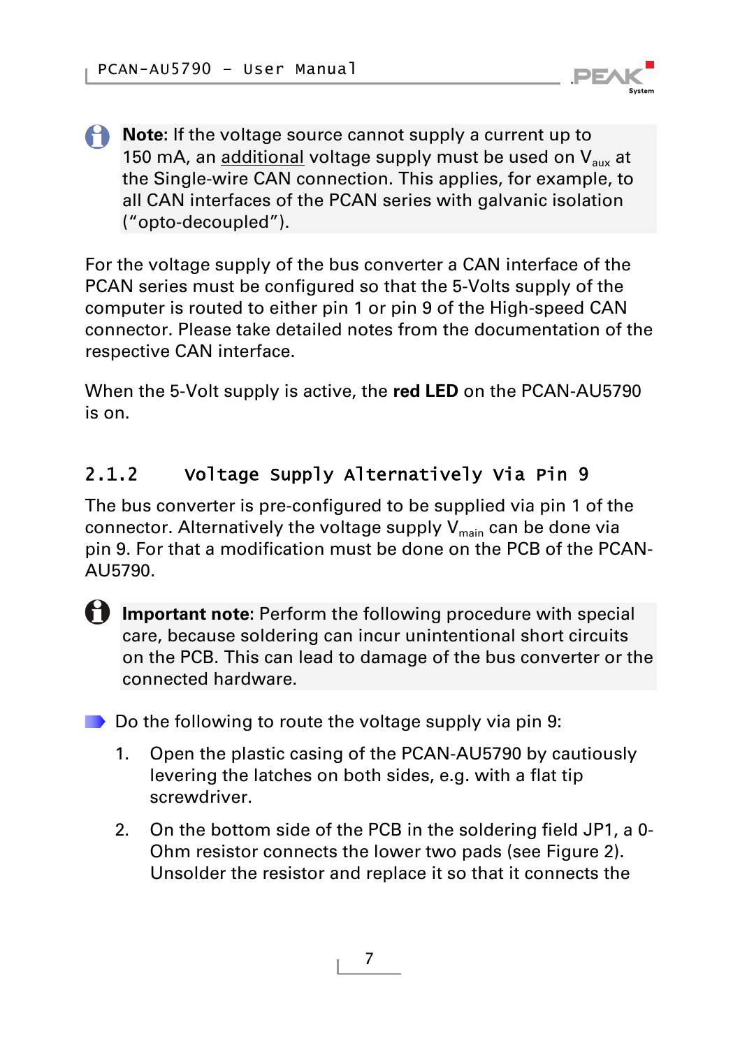**Note:** If the voltage source cannot supply a current up to 150 mA, an additional voltage supply must be used on $V_{aux}$ at the Single-wire CAN connection. This applies, for example, to all CAN interfaces of the PCAN series with galvanic isolation ("opto-decoupled").

For the voltage supply of the bus converter a CAN interface of the PCAN series must be configured so that the 5-Volts supply of the computer is routed to either pin 1 or pin 9 of the High-speed CAN connector. Please take detailed notes from the documentation of the respective CAN interface.

When the 5-Volt supply is active, the **red LED** on the PCAN-AU5790 is on.

### 2.1.2 Voltage Supply Alternatively Via Pin 9

The bus converter is pre-configured to be supplied via pin 1 of the connector. Alternatively the voltage supply $V_{main}$ can be done via pin 9. For that a modification must be done on the PCB of the PCAN-AU5790.

**Important note:** Perform the following procedure with special care, because soldering can incur unintentional short circuits on the PCB. This can lead to damage of the bus converter or the connected hardware.

Do the following to route the voltage supply via pin 9:

1. Open the plastic casing of the PCAN-AU5790 by cautiously levering the latches on both sides, e.g. with a flat tip screwdriver.
2. On the bottom side of the PCB in the soldering field JP1, a 0-Ohm resistor connects the lower two pads (see Figure 2). Unsolder the resistor and replace it so that it connects the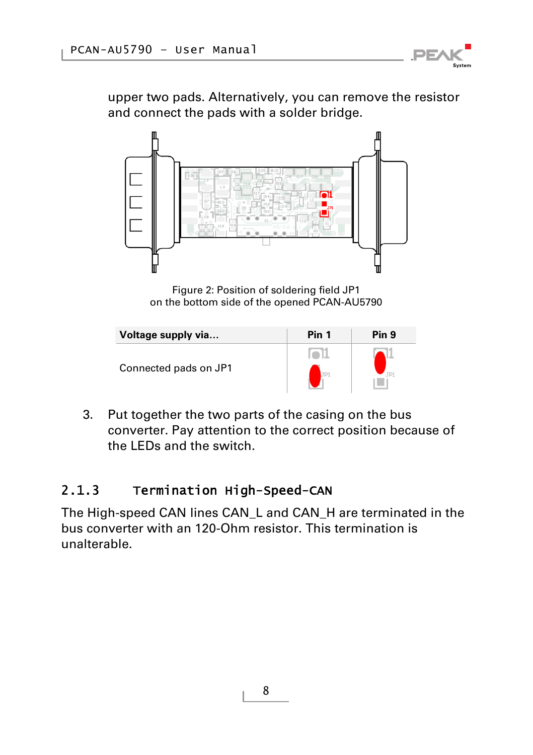upper two pads. Alternatively, you can remove the resistor and connect the pads with a solder bridge.

Figure 2: Position of soldering field JP1 on the bottom side of the opened PCAN-AU5790

| Voltage supply via... | Pin 1 | Pin 9 |
|---|---|---|
| Connected pads on JP1 | | |

3. Put together the two parts of the casing on the bus converter. Pay attention to the correct position because of the LEDs and the switch.

### 2.1.3 Termination High-Speed-CAN

The High-speed CAN lines CAN_L and CAN_H are terminated in the bus converter with an 120-Ohm resistor. This termination is unalterable.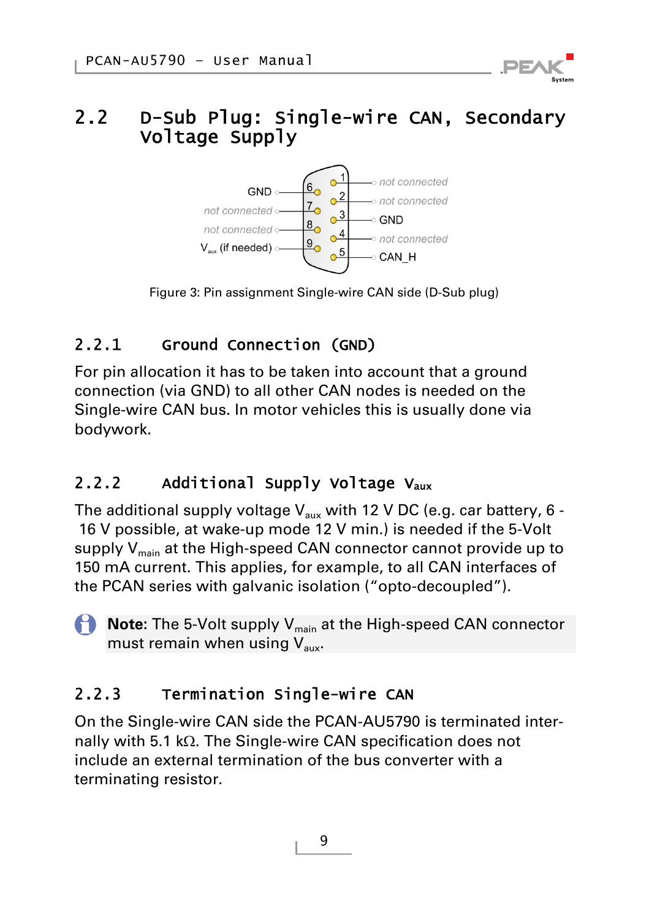## 2.2 D-Sub Plug: Single-wire CAN, Secondary Voltage Supply

Figure 3: Pin assignment Single-wire CAN side (D-Sub plug)

### 2.2.1 Ground Connection (GND)

For pin allocation it has to be taken into account that a ground connection (via GND) to all other CAN nodes is needed on the Single-wire CAN bus. In motor vehicles this is usually done via bodywork.

### 2.2.2 Additional Supply Voltage $V_{aux}$

The additional supply voltage $V_{aux}$ with 12 V DC (e.g. car battery, 6 - 16 V possible, at wake-up mode 12 V min.) is needed if the 5-Volt supply $V_{main}$ at the High-speed CAN connector cannot provide up to 150 mA current. This applies, for example, to all CAN interfaces of the PCAN series with galvanic isolation ("opto-decoupled").

**Note:** The 5-Volt supply $V_{main}$ at the High-speed CAN connector must remain when using $V_{aux}$.

### 2.2.3 Termination Single-wire CAN

On the Single-wire CAN side the PCAN-AU5790 is terminated internally with 5.1 kΩ. The Single-wire CAN specification does not include an external termination of the bus converter with a terminating resistor.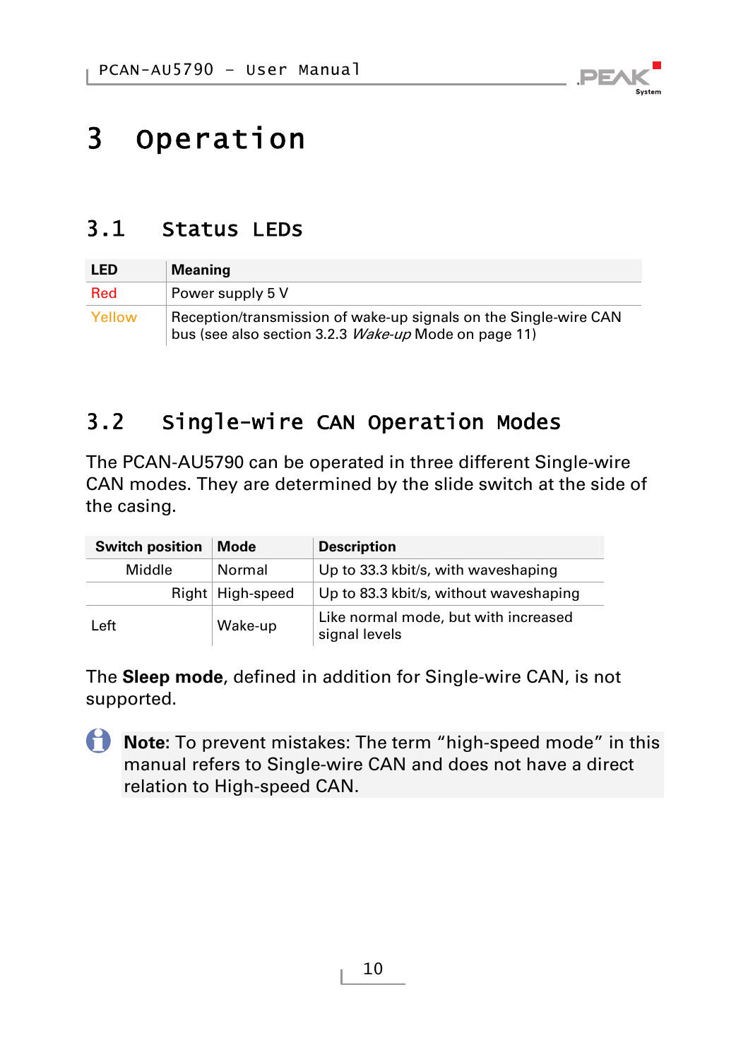# 3 Operation

## 3.1 Status LEDs

| LED | Meaning |
|---|---|
| Red | Power supply 5 V |
| Yellow | Reception/transmission of wake-up signals on the Single-wire CAN bus (see also section 3.2.3 *Wake-up* Mode on page 11) |

## 3.2 Single-wire CAN Operation Modes

The PCAN-AU5790 can be operated in three different Single-wire CAN modes. They are determined by the slide switch at the side of the casing.

| Switch position | Mode | Description |
|---|---|---|
| Middle | Normal | Up to 33.3 kbit/s, with waveshaping |
| Right | High-speed | Up to 83.3 kbit/s, without waveshaping |
| Left | Wake-up | Like normal mode, but with increased signal levels |

The **Sleep mode**, defined in addition for Single-wire CAN, is not supported.

**Note:** To prevent mistakes: The term “high-speed mode” in this manual refers to Single-wire CAN and does not have a direct relation to High-speed CAN.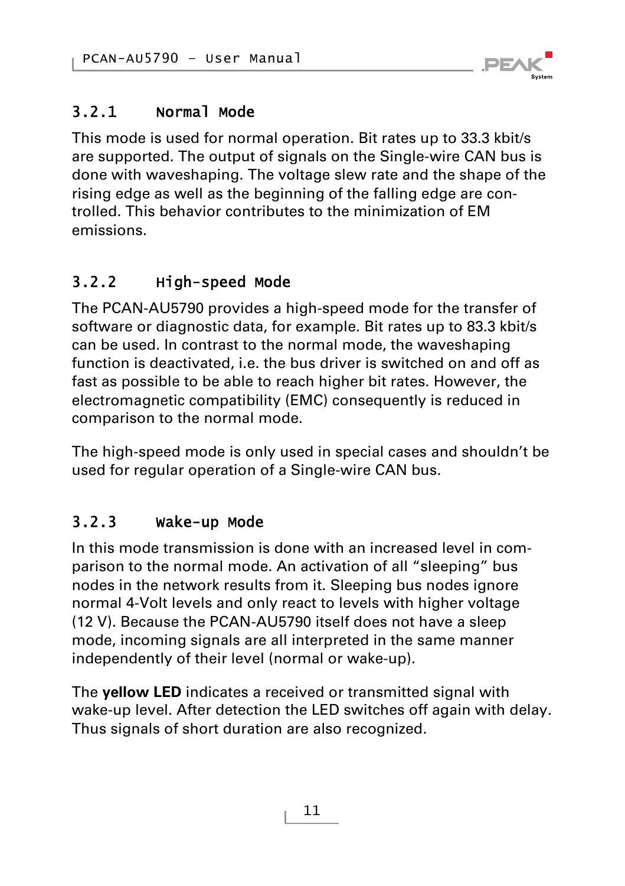### 3.2.1 Normal Mode

This mode is used for normal operation. Bit rates up to 33.3 kbit/s are supported. The output of signals on the Single-wire CAN bus is done with waveshaping. The voltage slew rate and the shape of the rising edge as well as the beginning of the falling edge are controlled. This behavior contributes to the minimization of EM emissions.

### 3.2.2 High-speed Mode

The PCAN-AU5790 provides a high-speed mode for the transfer of software or diagnostic data, for example. Bit rates up to 83.3 kbit/s can be used. In contrast to the normal mode, the waveshaping function is deactivated, i.e. the bus driver is switched on and off as fast as possible to be able to reach higher bit rates. However, the electromagnetic compatibility (EMC) consequently is reduced in comparison to the normal mode.

The high-speed mode is only used in special cases and shouldn't be used for regular operation of a Single-wire CAN bus.

### 3.2.3 Wake-up Mode

In this mode transmission is done with an increased level in comparison to the normal mode. An activation of all "sleeping" bus nodes in the network results from it. Sleeping bus nodes ignore normal 4-Volt levels and only react to levels with higher voltage (12 V). Because the PCAN-AU5790 itself does not have a sleep mode, incoming signals are all interpreted in the same manner independently of their level (normal or wake-up).

The **yellow LED** indicates a received or transmitted signal with wake-up level. After detection the LED switches off again with delay. Thus signals of short duration are also recognized.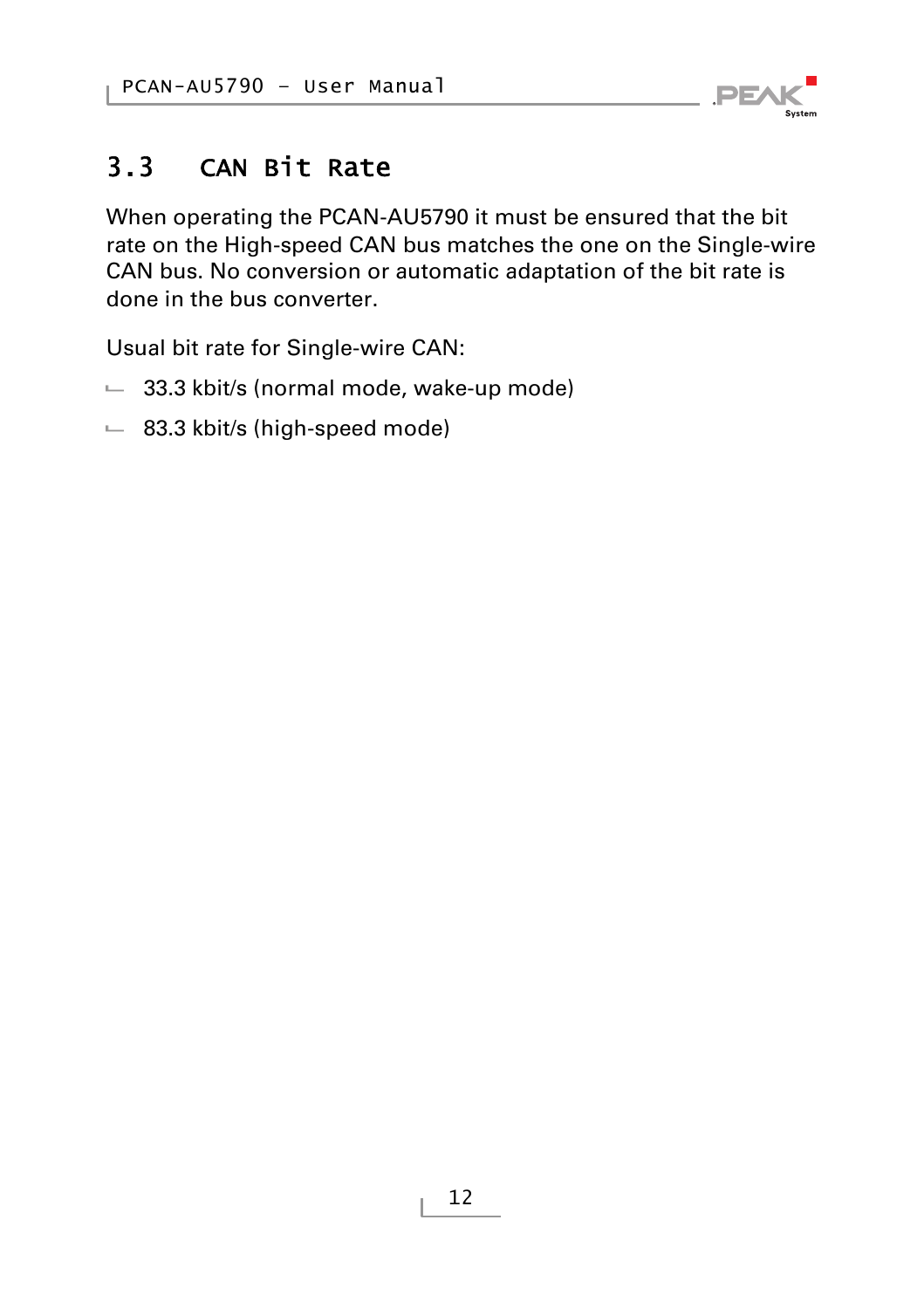## 3.3 CAN Bit Rate

When operating the PCAN-AU5790 it must be ensured that the bit rate on the High-speed CAN bus matches the one on the Single-wire CAN bus. No conversion or automatic adaptation of the bit rate is done in the bus converter.

Usual bit rate for Single-wire CAN:

- 33.3 kbit/s (normal mode, wake-up mode)
- 83.3 kbit/s (high-speed mode)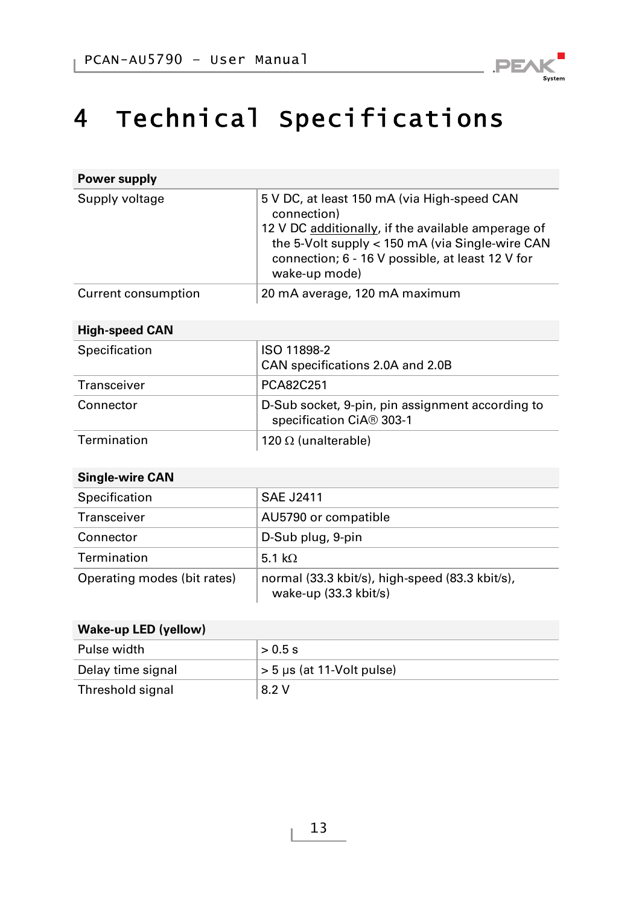# 4 Technical Specifications

| Power supply | |
|---|---|
| Supply voltage | 5 V DC, at least 150 mA (via High-speed CAN connection)<br>12 V DC additionally, if the available amperage of the 5-Volt supply < 150 mA (via Single-wire CAN connection; 6 - 16 V possible, at least 12 V for wake-up mode) |
| Current consumption | 20 mA average, 120 mA maximum |

| High-speed CAN | |
|---|---|
| Specification | ISO 11898-2<br>CAN specifications 2.0A and 2.0B |
| Transceiver | PCA82C251 |
| Connector | D-Sub socket, 9-pin, pin assignment according to specification CiA® 303-1 |
| Termination | 120 Ω (unalterable) |

| Single-wire CAN | |
|---|---|
| Specification | SAE J2411 |
| Transceiver | AU5790 or compatible |
| Connector | D-Sub plug, 9-pin |
| Termination | 5.1 kΩ |
| Operating modes (bit rates) | normal (33.3 kbit/s), high-speed (83.3 kbit/s), wake-up (33.3 kbit/s) |

| Wake-up LED (yellow) | |
|---|---|
| Pulse width | > 0.5 s |
| Delay time signal | > 5 µs (at 11-Volt pulse) |
| Threshold signal | 8.2 V |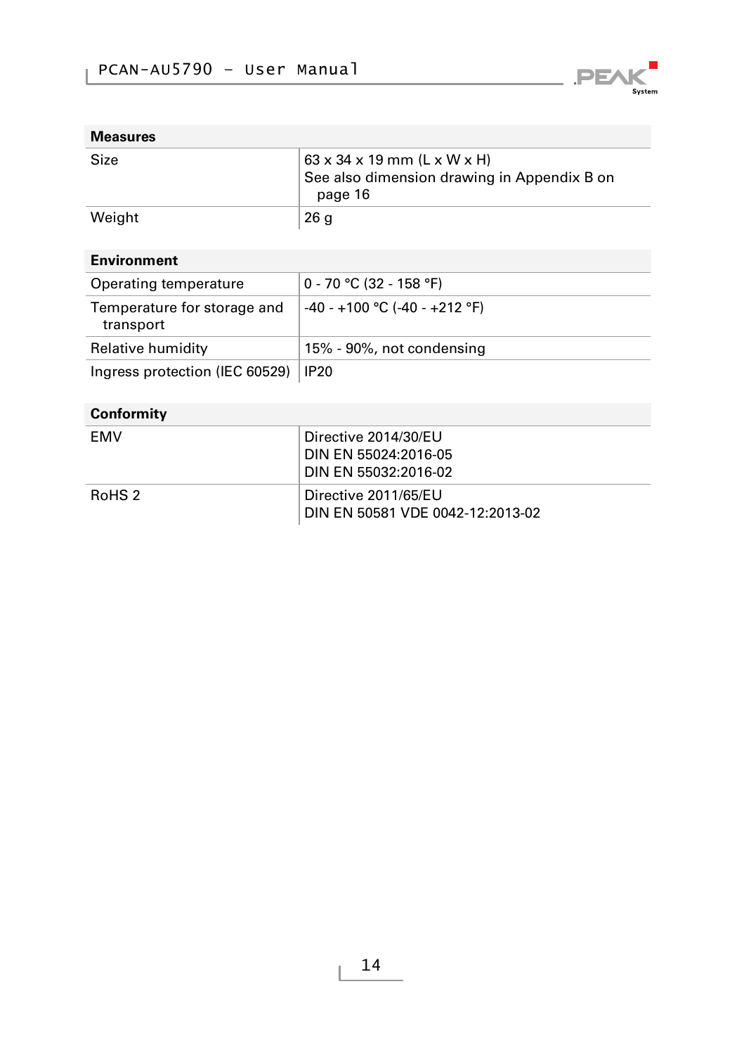| **Measures** | |
|---|---|
| Size | 63 x 34 x 19 mm (L x W x H)<br>See also dimension drawing in Appendix B on page 16 |
| Weight | 26 g |

| **Environment** | |
|---|---|
| Operating temperature | 0 - 70 °C (32 - 158 °F) |
| Temperature for storage and transport | -40 - +100 °C (-40 - +212 °F) |
| Relative humidity | 15% - 90%, not condensing |
| Ingress protection (IEC 60529) | IP20 |

| **Conformity** | |
|---|---|
| EMV | Directive 2014/30/EU<br>DIN EN 55024:2016-05<br>DIN EN 55032:2016-02 |
| RoHS 2 | Directive 2011/65/EU<br>DIN EN 50581 VDE 0042-12:2013-02 |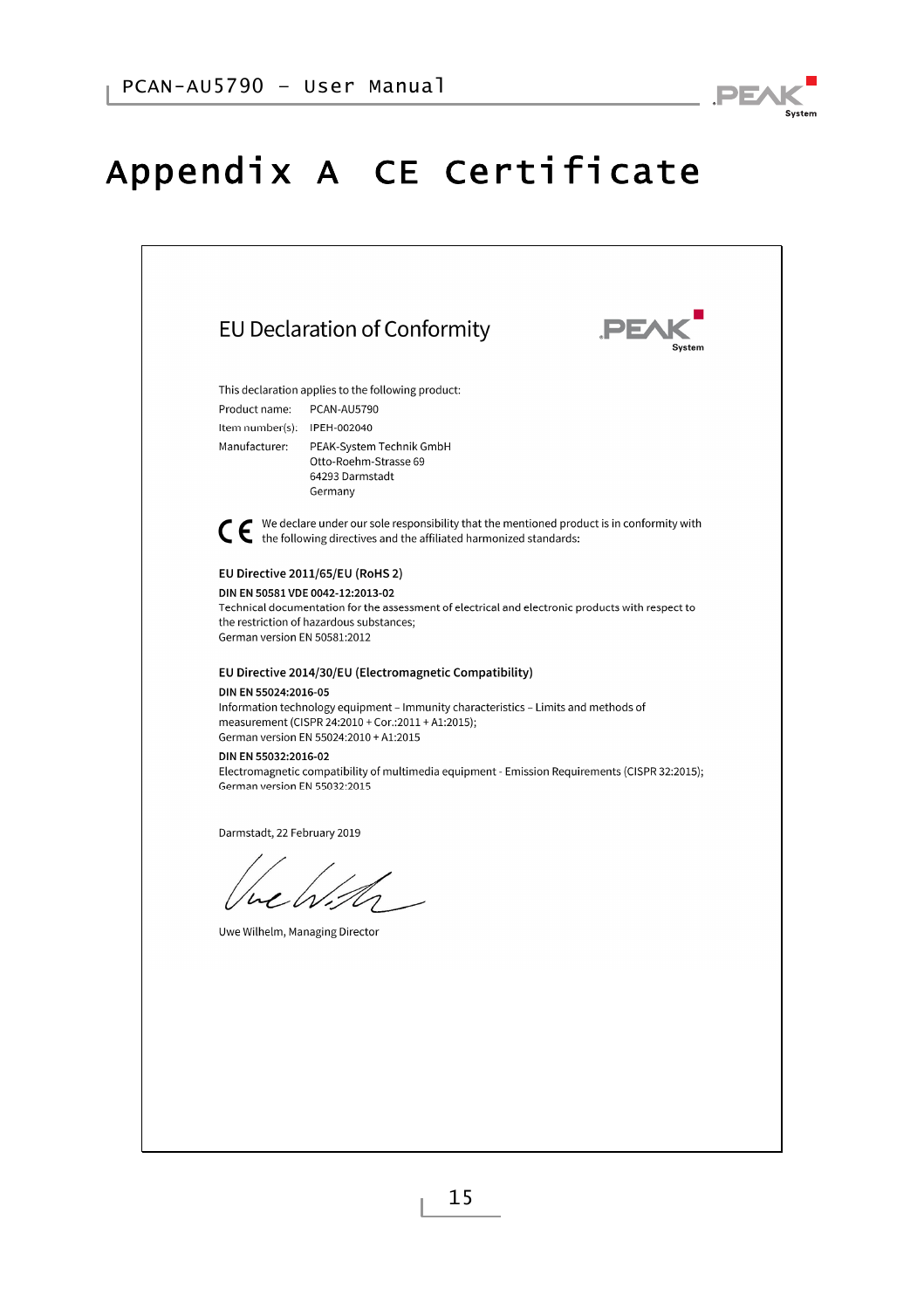# Appendix A CE Certificate

## EU Declaration of Conformity

This declaration applies to the following product:

Product name: PCAN-AU5790

Item number(s): IPEH-002040

Manufacturer: PEAK-System Technik GmbH
Otto-Roehm-Strasse 69
64293 Darmstadt
Germany

CE We declare under our sole responsibility that the mentioned product is in conformity with the following directives and the affiliated harmonized standards:

**EU Directive 2011/65/EU (RoHS 2)**

**DIN EN 50581 VDE 0042-12:2013-02**
Technical documentation for the assessment of electrical and electronic products with respect to the restriction of hazardous substances;
German version EN 50581:2012

**EU Directive 2014/30/EU (Electromagnetic Compatibility)**

**DIN EN 55024:2016-05**
Information technology equipment – Immunity characteristics – Limits and methods of measurement (CISPR 24:2010 + Cor.:2011 + A1:2015);
German version EN 55024:2010 + A1:2015

**DIN EN 55032:2016-02**
Electromagnetic compatibility of multimedia equipment - Emission Requirements (CISPR 32:2015);
German version EN 55032:2015

Darmstadt, 22 February 2019

Uwe Wilhelm, Managing Director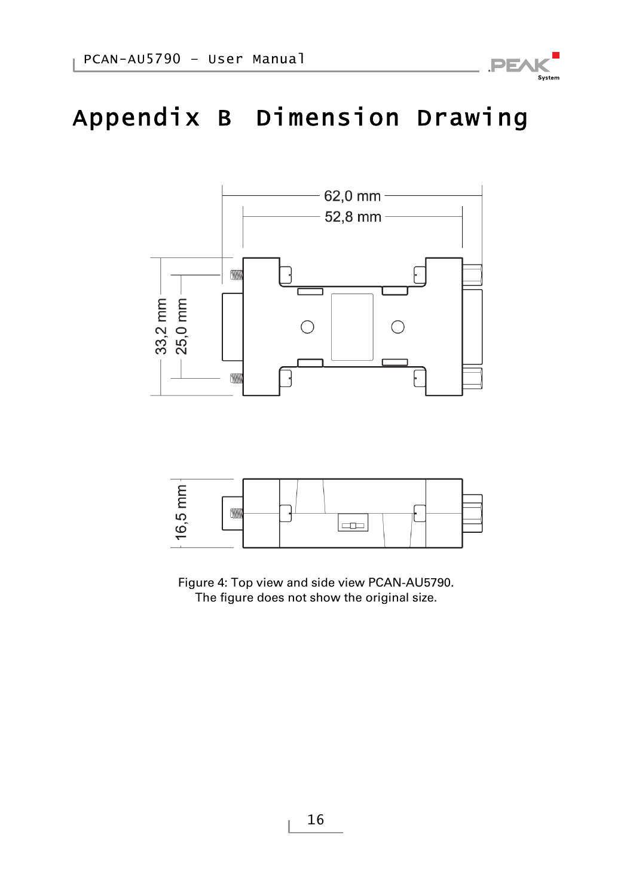# Appendix B Dimension Drawing

Figure 4: Top view and side view PCAN-AU5790.
The figure does not show the original size.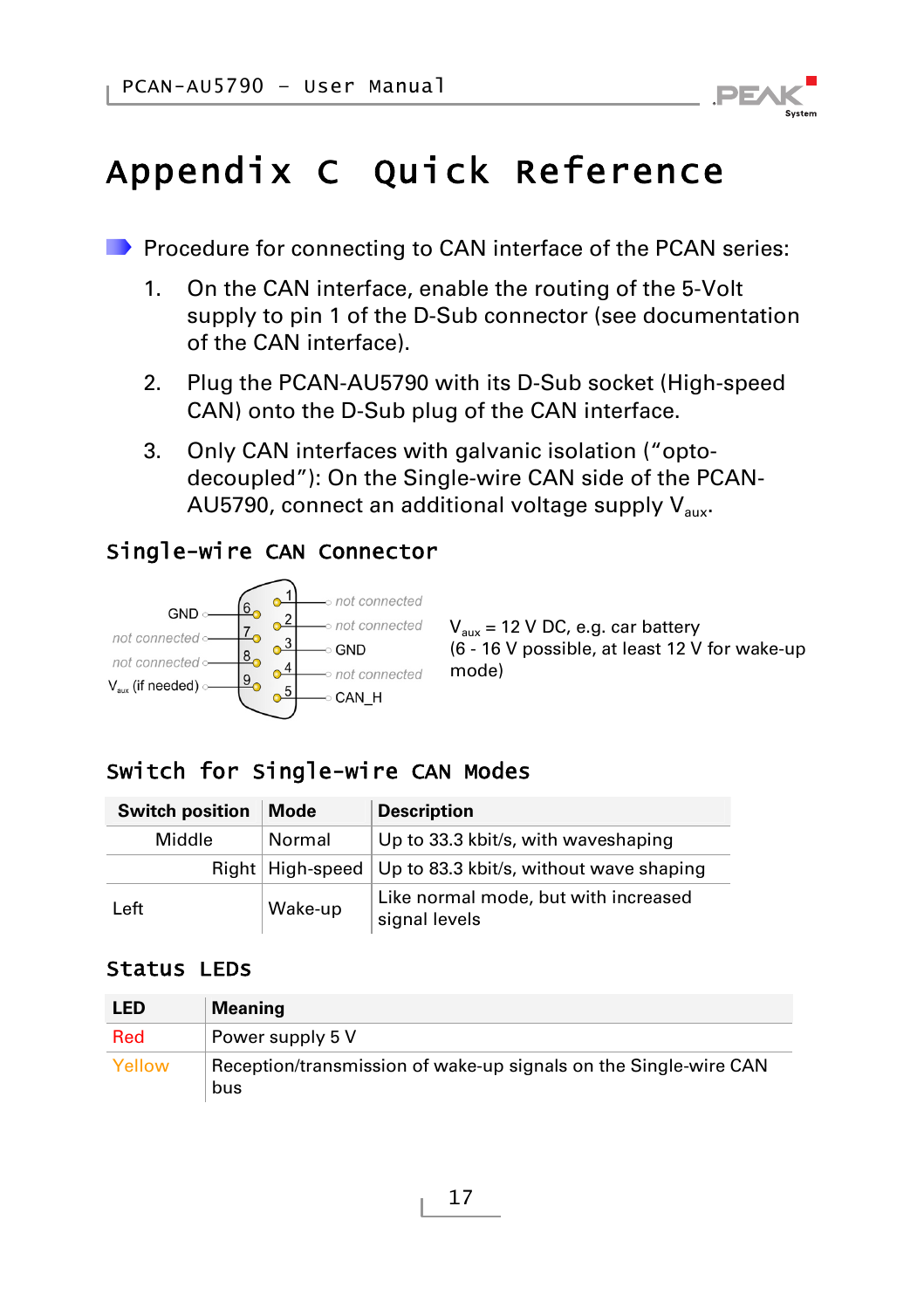# Appendix C Quick Reference

Procedure for connecting to CAN interface of the PCAN series:

1. On the CAN interface, enable the routing of the 5-Volt supply to pin 1 of the D-Sub connector (see documentation of the CAN interface).
2. Plug the PCAN-AU5790 with its D-Sub socket (High-speed CAN) onto the D-Sub plug of the CAN interface.
3. Only CAN interfaces with galvanic isolation (“opto-decoupled”): On the Single-wire CAN side of the PCAN-AU5790, connect an additional voltage supply $V_{aux}$.

## Single-wire CAN Connector

GND — 6
not connected — 7
not connected — 8
$V_{aux}$ (if needed) — 9

1 — not connected
2 — not connected
3 — GND
4 — not connected
5 — CAN_H

$V_{aux}$ = 12 V DC, e.g. car battery
(6 - 16 V possible, at least 12 V for wake-up mode)

## Switch for Single-wire CAN Modes

| Switch position | Mode | Description |
|---|---|---|
| Middle | Normal | Up to 33.3 kbit/s, with waveshaping |
| Right | High-speed | Up to 83.3 kbit/s, without wave shaping |
| Left | Wake-up | Like normal mode, but with increased signal levels |

## Status LEDs

| LED | Meaning |
|---|---|
| Red | Power supply 5 V |
| Yellow | Reception/transmission of wake-up signals on the Single-wire CAN bus |